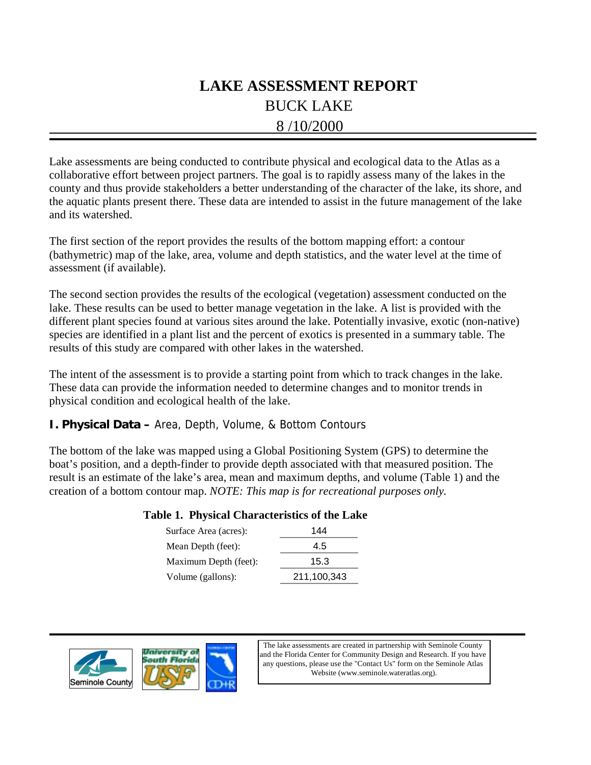# LAKE ASSESSMENT REPORT

## BUCK LAKE

## 8 /10/2000

Lake assessments are being conducted to contribute physical and ecological data to the Atlas as a collaborative effort between project partners. The goal is to rapidly assess many of the lakes in the county and thus provide stakeholders a better understanding of the character of the lake, its shore, and the aquatic plants present there. These data are intended to assist in the future management of the lake and its watershed.

The first section of the report provides the results of the bottom mapping effort: a contour (bathymetric) map of the lake, area, volume and depth statistics, and the water level at the time of assessment (if available).

The second section provides the results of the ecological (vegetation) assessment conducted on the lake. These results can be used to better manage vegetation in the lake. A list is provided with the different plant species found at various sites around the lake. Potentially invasive, exotic (non-native) species are identified in a plant list and the percent of exotics is presented in a summary table. The results of this study are compared with other lakes in the watershed.

The intent of the assessment is to provide a starting point from which to track changes in the lake. These data can provide the information needed to determine changes and to monitor trends in physical condition and ecological health of the lake.

### I. Physical Data – Area, Depth, Volume, & Bottom Contours

The bottom of the lake was mapped using a Global Positioning System (GPS) to determine the boat's position, and a depth-finder to provide depth associated with that measured position. The result is an estimate of the lake's area, mean and maximum depths, and volume (Table 1) and the creation of a bottom contour map. *NOTE: This map is for recreational purposes only.*

**Table 1. Physical Characteristics of the Lake**

| | |
|---|---|
| Surface Area (acres): | 144 |
| Mean Depth (feet): | 4.5 |
| Maximum Depth (feet): | 15.3 |
| Volume (gallons): | 211,100,343 |

The lake assessments are created in partnership with Seminole County and the Florida Center for Community Design and Research. If you have any questions, please use the "Contact Us" form on the Seminole Atlas Website (www.seminole.wateratlas.org).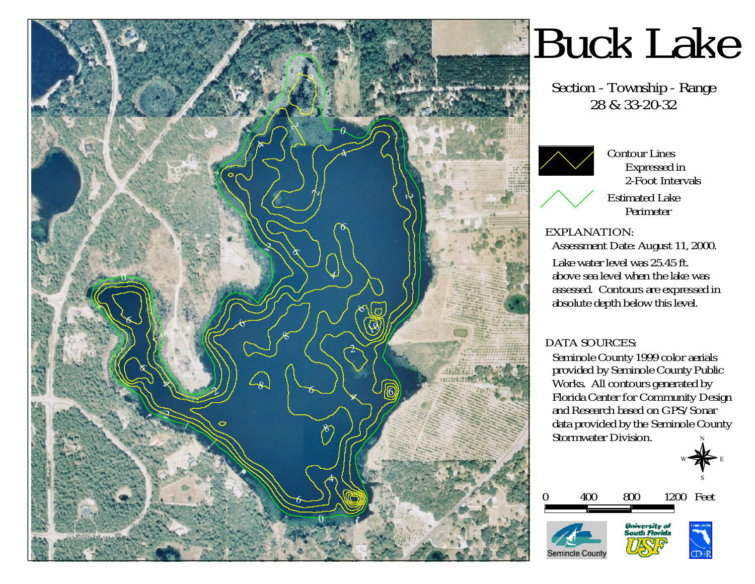# Buck Lake

Section - Township - Range
28 & 33-20-32

Contour Lines
Expressed in
2-Foot Intervals

Estimated Lake
Perimeter

EXPLANATION:

Assessment Date: August 11, 2000.

Lake water level was 25.45 ft. above sea level when the lake was assessed. Contours are expressed in absolute depth below this level.

DATA SOURCES:

Seminole County 1999 color aerials provided by Seminole County Public Works. All contours generated by Florida Center for Community Design and Research based on GPS/Sonar data provided by the Seminole County Stormwater Division.

N
W E
S

0 400 800 1200 Feet

Seminole County

University of South Florida
USF

CD+R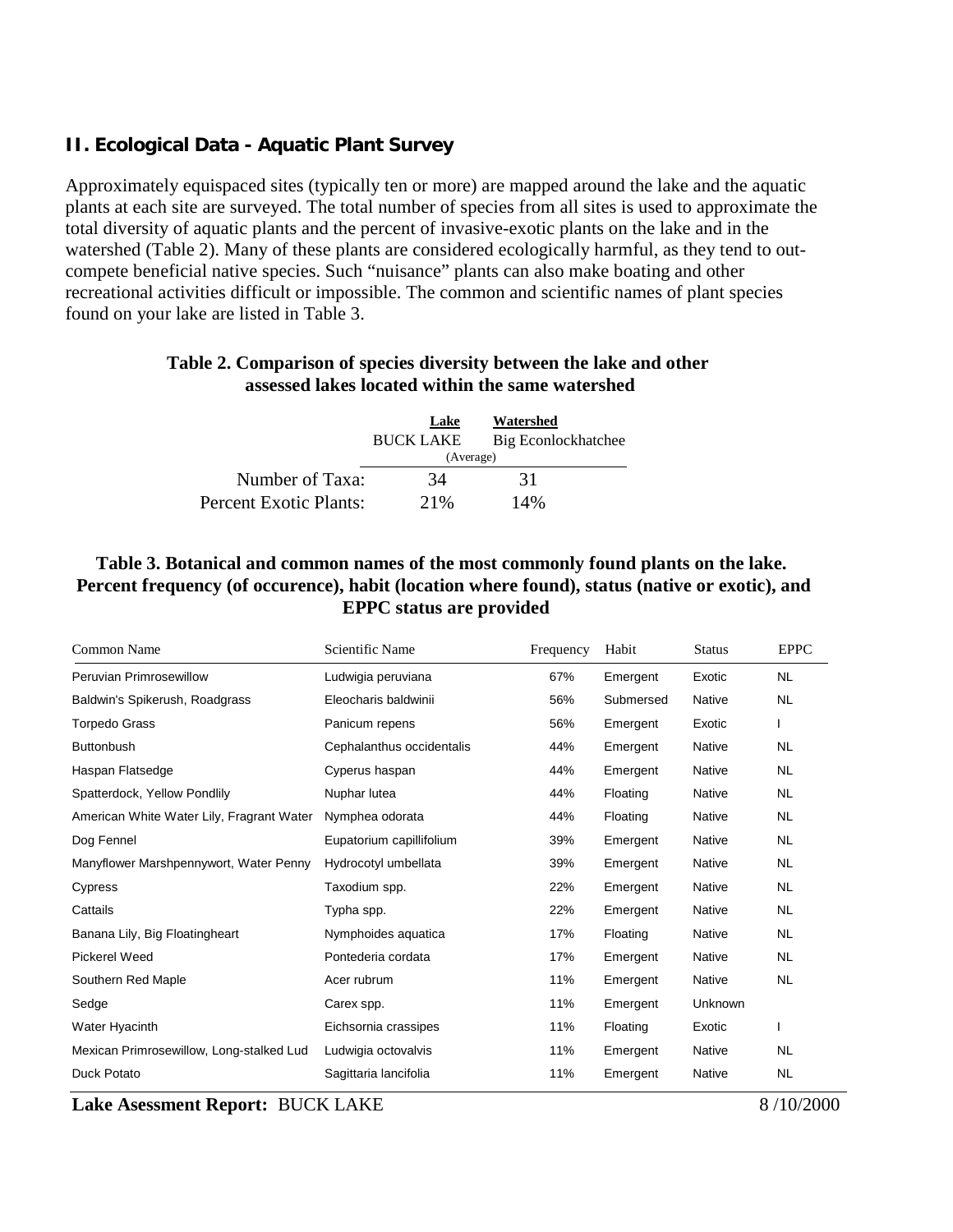## II. Ecological Data - Aquatic Plant Survey

Approximately equispaced sites (typically ten or more) are mapped around the lake and the aquatic plants at each site are surveyed. The total number of species from all sites is used to approximate the total diversity of aquatic plants and the percent of invasive-exotic plants on the lake and in the watershed (Table 2). Many of these plants are considered ecologically harmful, as they tend to out-compete beneficial native species. Such "nuisance" plants can also make boating and other recreational activities difficult or impossible. The common and scientific names of plant species found on your lake are listed in Table 3.

**Table 2. Comparison of species diversity between the lake and other assessed lakes located within the same watershed**

| | Lake | Watershed |
|---|---|---|
| | BUCK LAKE | Big Econlockhatchee (Average) |
| Number of Taxa: | 34 | 31 |
| Percent Exotic Plants: | 21% | 14% |

**Table 3. Botanical and common names of the most commonly found plants on the lake. Percent frequency (of occurence), habit (location where found), status (native or exotic), and EPPC status are provided**

| Common Name | Scientific Name | Frequency | Habit | Status | EPPC |
|---|---|---|---|---|---|
| Peruvian Primrosewillow | Ludwigia peruviana | 67% | Emergent | Exotic | NL |
| Baldwin's Spikerush, Roadgrass | Eleocharis baldwinii | 56% | Submersed | Native | NL |
| Torpedo Grass | Panicum repens | 56% | Emergent | Exotic | I |
| Buttonbush | Cephalanthus occidentalis | 44% | Emergent | Native | NL |
| Haspan Flatsedge | Cyperus haspan | 44% | Emergent | Native | NL |
| Spatterdock, Yellow Pondlily | Nuphar lutea | 44% | Floating | Native | NL |
| American White Water Lily, Fragrant Water | Nymphea odorata | 44% | Floating | Native | NL |
| Dog Fennel | Eupatorium capillifolium | 39% | Emergent | Native | NL |
| Manyflower Marshpennywort, Water Penny | Hydrocotyl umbellata | 39% | Emergent | Native | NL |
| Cypress | Taxodium spp. | 22% | Emergent | Native | NL |
| Cattails | Typha spp. | 22% | Emergent | Native | NL |
| Banana Lily, Big Floatingheart | Nymphoides aquatica | 17% | Floating | Native | NL |
| Pickerel Weed | Pontederia cordata | 17% | Emergent | Native | NL |
| Southern Red Maple | Acer rubrum | 11% | Emergent | Native | NL |
| Sedge | Carex spp. | 11% | Emergent | Unknown | |
| Water Hyacinth | Eichsornia crassipes | 11% | Floating | Exotic | I |
| Mexican Primrosewillow, Long-stalked Lud | Ludwigia octovalvis | 11% | Emergent | Native | NL |
| Duck Potato | Sagittaria lancifolia | 11% | Emergent | Native | NL |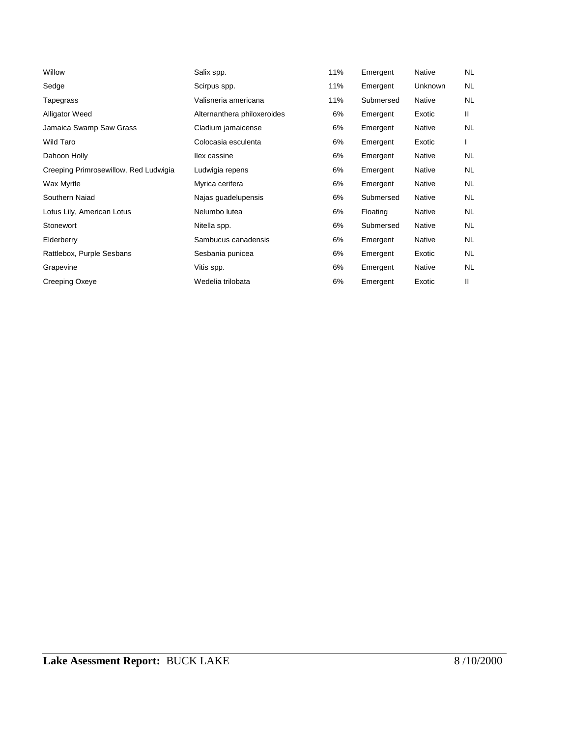| | | | | | |
|---|---|---|---|---|---|
| Willow | Salix spp. | 11% | Emergent | Native | NL |
| Sedge | Scirpus spp. | 11% | Emergent | Unknown | NL |
| Tapegrass | Valisneria americana | 11% | Submersed | Native | NL |
| Alligator Weed | Alternanthera philoxeroides | 6% | Emergent | Exotic | II |
| Jamaica Swamp Saw Grass | Cladium jamaicense | 6% | Emergent | Native | NL |
| Wild Taro | Colocasia esculenta | 6% | Emergent | Exotic | I |
| Dahoon Holly | Ilex cassine | 6% | Emergent | Native | NL |
| Creeping Primrosewillow, Red Ludwigia | Ludwigia repens | 6% | Emergent | Native | NL |
| Wax Myrtle | Myrica cerifera | 6% | Emergent | Native | NL |
| Southern Naiad | Najas guadelupensis | 6% | Submersed | Native | NL |
| Lotus Lily, American Lotus | Nelumbo lutea | 6% | Floating | Native | NL |
| Stonewort | Nitella spp. | 6% | Submersed | Native | NL |
| Elderberry | Sambucus canadensis | 6% | Emergent | Native | NL |
| Rattlebox, Purple Sesbans | Sesbania punicea | 6% | Emergent | Exotic | NL |
| Grapevine | Vitis spp. | 6% | Emergent | Native | NL |
| Creeping Oxeye | Wedelia trilobata | 6% | Emergent | Exotic | II |